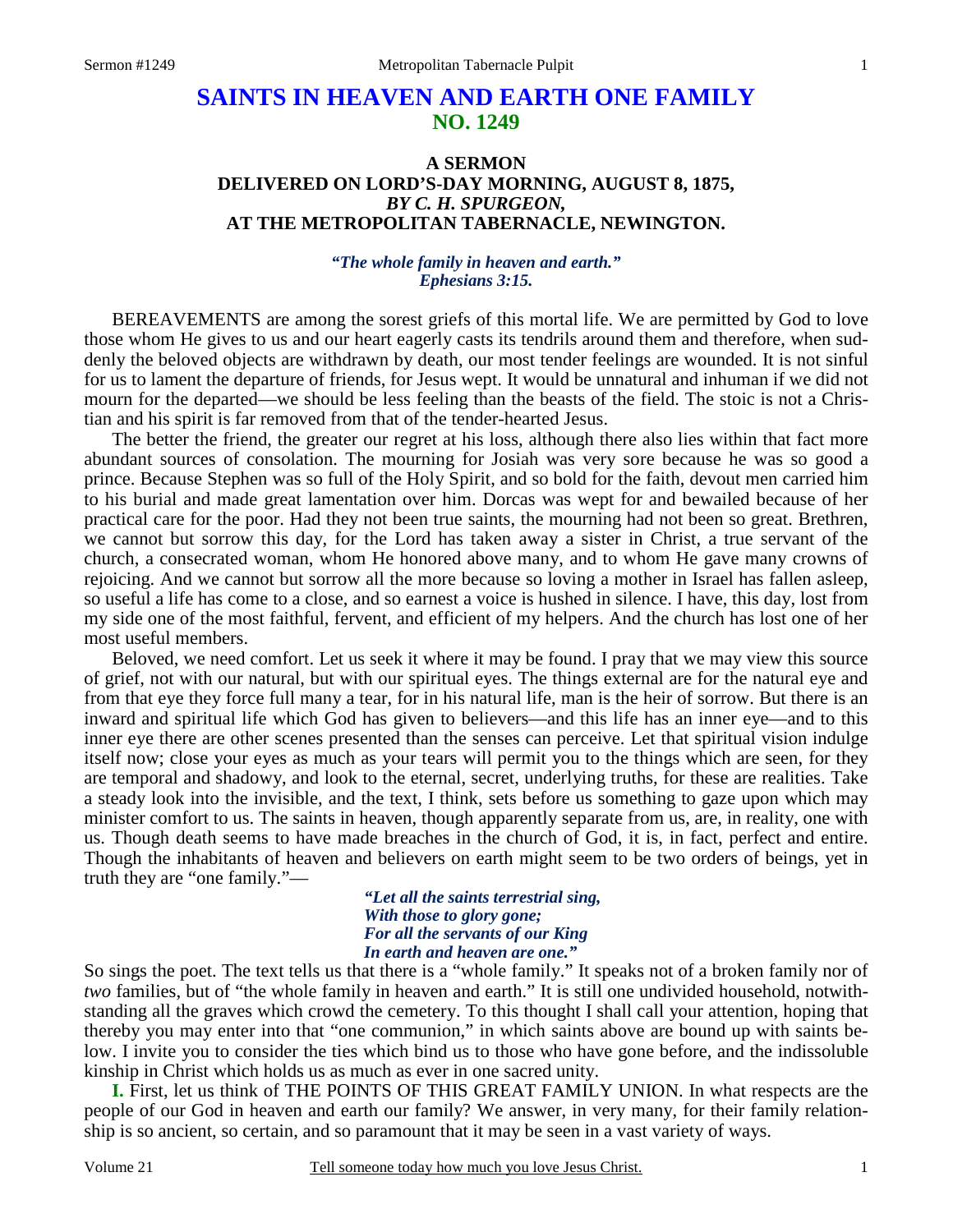# SAINTS IN HEAVEN AND EARTH ONE FAMILY
## NO. 1249

### A SERMON
### DELIVERED ON LORD'S-DAY MORNING, AUGUST 8, 1875,
### *BY C. H. SPURGEON,*
### AT THE METROPOLITAN TABERNACLE, NEWINGTON.

*"The whole family in heaven and earth." Ephesians 3:15.*

BEREAVEMENTS are among the sorest griefs of this mortal life. We are permitted by God to love those whom He gives to us and our heart eagerly casts its tendrils around them and therefore, when suddenly the beloved objects are withdrawn by death, our most tender feelings are wounded. It is not sinful for us to lament the departure of friends, for Jesus wept. It would be unnatural and inhuman if we did not mourn for the departed—we should be less feeling than the beasts of the field. The stoic is not a Christian and his spirit is far removed from that of the tender-hearted Jesus.

The better the friend, the greater our regret at his loss, although there also lies within that fact more abundant sources of consolation. The mourning for Josiah was very sore because he was so good a prince. Because Stephen was so full of the Holy Spirit, and so bold for the faith, devout men carried him to his burial and made great lamentation over him. Dorcas was wept for and bewailed because of her practical care for the poor. Had they not been true saints, the mourning had not been so great. Brethren, we cannot but sorrow this day, for the Lord has taken away a sister in Christ, a true servant of the church, a consecrated woman, whom He honored above many, and to whom He gave many crowns of rejoicing. And we cannot but sorrow all the more because so loving a mother in Israel has fallen asleep, so useful a life has come to a close, and so earnest a voice is hushed in silence. I have, this day, lost from my side one of the most faithful, fervent, and efficient of my helpers. And the church has lost one of her most useful members.

Beloved, we need comfort. Let us seek it where it may be found. I pray that we may view this source of grief, not with our natural, but with our spiritual eyes. The things external are for the natural eye and from that eye they force full many a tear, for in his natural life, man is the heir of sorrow. But there is an inward and spiritual life which God has given to believers—and this life has an inner eye—and to this inner eye there are other scenes presented than the senses can perceive. Let that spiritual vision indulge itself now; close your eyes as much as your tears will permit you to the things which are seen, for they are temporal and shadowy, and look to the eternal, secret, underlying truths, for these are realities. Take a steady look into the invisible, and the text, I think, sets before us something to gaze upon which may minister comfort to us. The saints in heaven, though apparently separate from us, are, in reality, one with us. Though death seems to have made breaches in the church of God, it is, in fact, perfect and entire. Though the inhabitants of heaven and believers on earth might seem to be two orders of beings, yet in truth they are "one family."—

*"Let all the saints terrestrial sing,*
*With those to glory gone;*
*For all the servants of our King*
*In earth and heaven are one."*

So sings the poet. The text tells us that there is a "whole family." It speaks not of a broken family nor of *two* families, but of "the whole family in heaven and earth." It is still one undivided household, notwithstanding all the graves which crowd the cemetery. To this thought I shall call your attention, hoping that thereby you may enter into that "one communion," in which saints above are bound up with saints below. I invite you to consider the ties which bind us to those who have gone before, and the indissoluble kinship in Christ which holds us as much as ever in one sacred unity.

**I.** First, let us think of THE POINTS OF THIS GREAT FAMILY UNION. In what respects are the people of our God in heaven and earth our family? We answer, in very many, for their family relationship is so ancient, so certain, and so paramount that it may be seen in a vast variety of ways.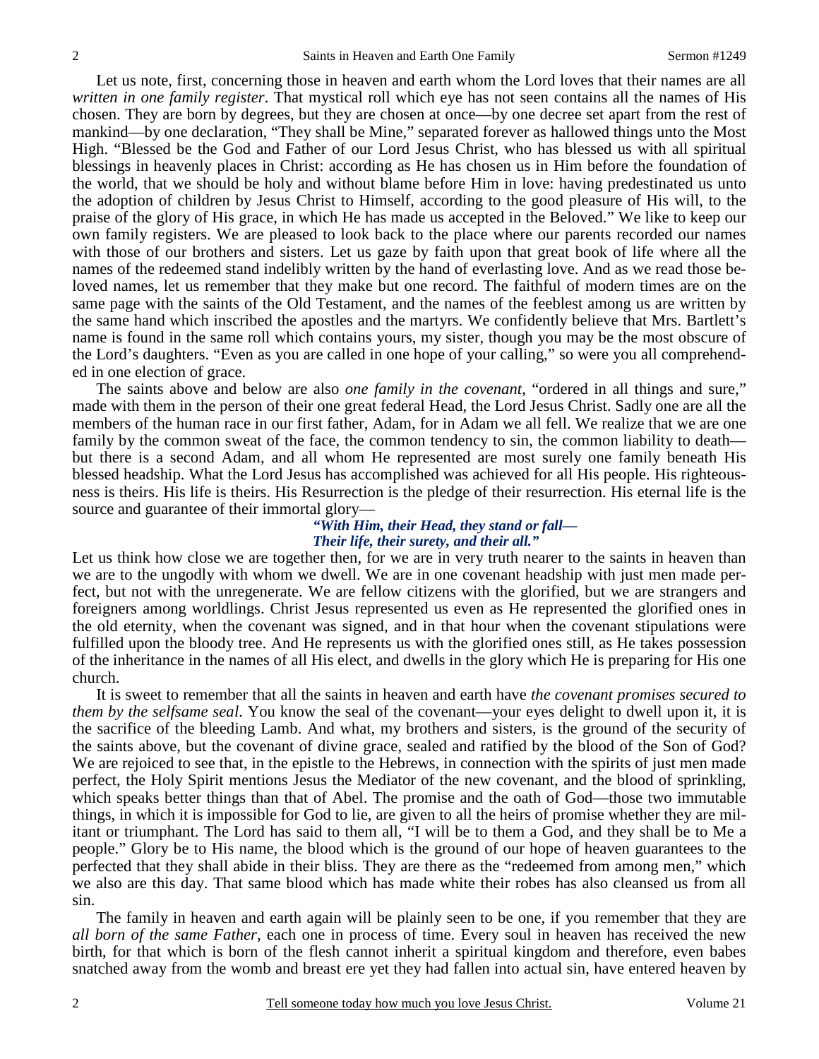Let us note, first, concerning those in heaven and earth whom the Lord loves that their names are all *written in one family register*. That mystical roll which eye has not seen contains all the names of His chosen. They are born by degrees, but they are chosen at once—by one decree set apart from the rest of mankind—by one declaration, "They shall be Mine," separated forever as hallowed things unto the Most High. "Blessed be the God and Father of our Lord Jesus Christ, who has blessed us with all spiritual blessings in heavenly places in Christ: according as He has chosen us in Him before the foundation of the world, that we should be holy and without blame before Him in love: having predestinated us unto the adoption of children by Jesus Christ to Himself, according to the good pleasure of His will, to the praise of the glory of His grace, in which He has made us accepted in the Beloved." We like to keep our own family registers. We are pleased to look back to the place where our parents recorded our names with those of our brothers and sisters. Let us gaze by faith upon that great book of life where all the names of the redeemed stand indelibly written by the hand of everlasting love. And as we read those beloved names, let us remember that they make but one record. The faithful of modern times are on the same page with the saints of the Old Testament, and the names of the feeblest among us are written by the same hand which inscribed the apostles and the martyrs. We confidently believe that Mrs. Bartlett's name is found in the same roll which contains yours, my sister, though you may be the most obscure of the Lord's daughters. "Even as you are called in one hope of your calling," so were you all comprehended in one election of grace.

The saints above and below are also *one family in the covenant*, "ordered in all things and sure," made with them in the person of their one great federal Head, the Lord Jesus Christ. Sadly one are all the members of the human race in our first father, Adam, for in Adam we all fell. We realize that we are one family by the common sweat of the face, the common tendency to sin, the common liability to death—but there is a second Adam, and all whom He represented are most surely one family beneath His blessed headship. What the Lord Jesus has accomplished was achieved for all His people. His righteousness is theirs. His life is theirs. His Resurrection is the pledge of their resurrection. His eternal life is the source and guarantee of their immortal glory—

> ***"With Him, their Head, they stand or fall—***
> ***Their life, their surety, and their all."***

Let us think how close we are together then, for we are in very truth nearer to the saints in heaven than we are to the ungodly with whom we dwell. We are in one covenant headship with just men made perfect, but not with the unregenerate. We are fellow citizens with the glorified, but we are strangers and foreigners among worldlings. Christ Jesus represented us even as He represented the glorified ones in the old eternity, when the covenant was signed, and in that hour when the covenant stipulations were fulfilled upon the bloody tree. And He represents us with the glorified ones still, as He takes possession of the inheritance in the names of all His elect, and dwells in the glory which He is preparing for His one church.

It is sweet to remember that all the saints in heaven and earth have *the covenant promises secured to them by the selfsame seal*. You know the seal of the covenant—your eyes delight to dwell upon it, it is the sacrifice of the bleeding Lamb. And what, my brothers and sisters, is the ground of the security of the saints above, but the covenant of divine grace, sealed and ratified by the blood of the Son of God? We are rejoiced to see that, in the epistle to the Hebrews, in connection with the spirits of just men made perfect, the Holy Spirit mentions Jesus the Mediator of the new covenant, and the blood of sprinkling, which speaks better things than that of Abel. The promise and the oath of God—those two immutable things, in which it is impossible for God to lie, are given to all the heirs of promise whether they are militant or triumphant. The Lord has said to them all, "I will be to them a God, and they shall be to Me a people." Glory be to His name, the blood which is the ground of our hope of heaven guarantees to the perfected that they shall abide in their bliss. They are there as the "redeemed from among men," which we also are this day. That same blood which has made white their robes has also cleansed us from all sin.

The family in heaven and earth again will be plainly seen to be one, if you remember that they are *all born of the same Father*, each one in process of time. Every soul in heaven has received the new birth, for that which is born of the flesh cannot inherit a spiritual kingdom and therefore, even babes snatched away from the womb and breast ere yet they had fallen into actual sin, have entered heaven by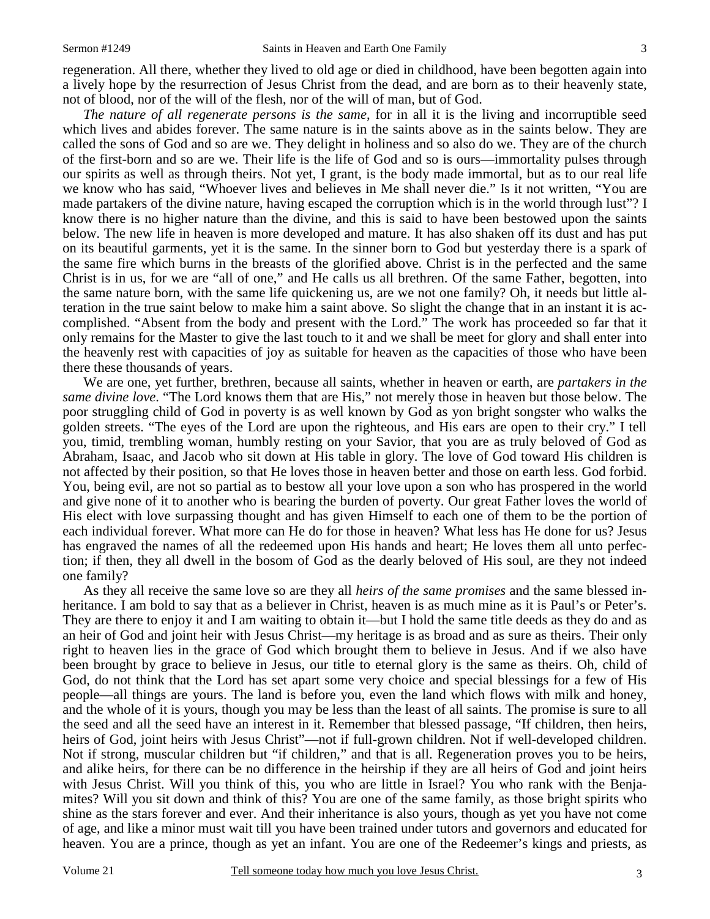regeneration. All there, whether they lived to old age or died in childhood, have been begotten again into a lively hope by the resurrection of Jesus Christ from the dead, and are born as to their heavenly state, not of blood, nor of the will of the flesh, nor of the will of man, but of God.

*The nature of all regenerate persons is the same,* for in all it is the living and incorruptible seed which lives and abides forever. The same nature is in the saints above as in the saints below. They are called the sons of God and so are we. They delight in holiness and so also do we. They are of the church of the first-born and so are we. Their life is the life of God and so is ours—immortality pulses through our spirits as well as through theirs. Not yet, I grant, is the body made immortal, but as to our real life we know who has said, "Whoever lives and believes in Me shall never die." Is it not written, "You are made partakers of the divine nature, having escaped the corruption which is in the world through lust"? I know there is no higher nature than the divine, and this is said to have been bestowed upon the saints below. The new life in heaven is more developed and mature. It has also shaken off its dust and has put on its beautiful garments, yet it is the same. In the sinner born to God but yesterday there is a spark of the same fire which burns in the breasts of the glorified above. Christ is in the perfected and the same Christ is in us, for we are "all of one," and He calls us all brethren. Of the same Father, begotten, into the same nature born, with the same life quickening us, are we not one family? Oh, it needs but little alteration in the true saint below to make him a saint above. So slight the change that in an instant it is accomplished. "Absent from the body and present with the Lord." The work has proceeded so far that it only remains for the Master to give the last touch to it and we shall be meet for glory and shall enter into the heavenly rest with capacities of joy as suitable for heaven as the capacities of those who have been there these thousands of years.

We are one, yet further, brethren, because all saints, whether in heaven or earth, are *partakers in the same divine love*. "The Lord knows them that are His," not merely those in heaven but those below. The poor struggling child of God in poverty is as well known by God as yon bright songster who walks the golden streets. "The eyes of the Lord are upon the righteous, and His ears are open to their cry." I tell you, timid, trembling woman, humbly resting on your Savior, that you are as truly beloved of God as Abraham, Isaac, and Jacob who sit down at His table in glory. The love of God toward His children is not affected by their position, so that He loves those in heaven better and those on earth less. God forbid. You, being evil, are not so partial as to bestow all your love upon a son who has prospered in the world and give none of it to another who is bearing the burden of poverty. Our great Father loves the world of His elect with love surpassing thought and has given Himself to each one of them to be the portion of each individual forever. What more can He do for those in heaven? What less has He done for us? Jesus has engraved the names of all the redeemed upon His hands and heart; He loves them all unto perfection; if then, they all dwell in the bosom of God as the dearly beloved of His soul, are they not indeed one family?

As they all receive the same love so are they all *heirs of the same promises* and the same blessed inheritance. I am bold to say that as a believer in Christ, heaven is as much mine as it is Paul's or Peter's. They are there to enjoy it and I am waiting to obtain it—but I hold the same title deeds as they do and as an heir of God and joint heir with Jesus Christ—my heritage is as broad and as sure as theirs. Their only right to heaven lies in the grace of God which brought them to believe in Jesus. And if we also have been brought by grace to believe in Jesus, our title to eternal glory is the same as theirs. Oh, child of God, do not think that the Lord has set apart some very choice and special blessings for a few of His people—all things are yours. The land is before you, even the land which flows with milk and honey, and the whole of it is yours, though you may be less than the least of all saints. The promise is sure to all the seed and all the seed have an interest in it. Remember that blessed passage, "If children, then heirs, heirs of God, joint heirs with Jesus Christ"—not if full-grown children. Not if well-developed children. Not if strong, muscular children but "if children," and that is all. Regeneration proves you to be heirs, and alike heirs, for there can be no difference in the heirship if they are all heirs of God and joint heirs with Jesus Christ. Will you think of this, you who are little in Israel? You who rank with the Benjamites? Will you sit down and think of this? You are one of the same family, as those bright spirits who shine as the stars forever and ever. And their inheritance is also yours, though as yet you have not come of age, and like a minor must wait till you have been trained under tutors and governors and educated for heaven. You are a prince, though as yet an infant. You are one of the Redeemer's kings and priests, as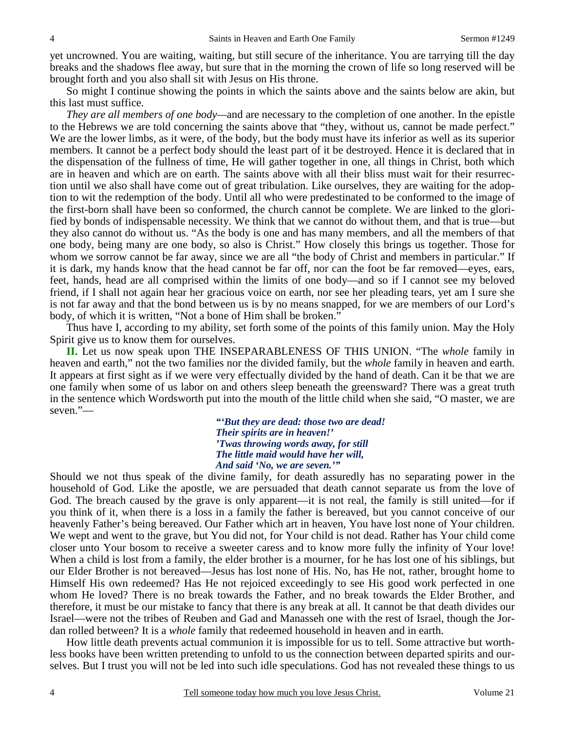yet uncrowned. You are waiting, waiting, but still secure of the inheritance. You are tarrying till the day breaks and the shadows flee away, but sure that in the morning the crown of life so long reserved will be brought forth and you also shall sit with Jesus on His throne.

So might I continue showing the points in which the saints above and the saints below are akin, but this last must suffice.

*They are all members of one body*—and are necessary to the completion of one another. In the epistle to the Hebrews we are told concerning the saints above that "they, without us, cannot be made perfect." We are the lower limbs, as it were, of the body, but the body must have its inferior as well as its superior members. It cannot be a perfect body should the least part of it be destroyed. Hence it is declared that in the dispensation of the fullness of time, He will gather together in one, all things in Christ, both which are in heaven and which are on earth. The saints above with all their bliss must wait for their resurrection until we also shall have come out of great tribulation. Like ourselves, they are waiting for the adoption to wit the redemption of the body. Until all who were predestinated to be conformed to the image of the first-born shall have been so conformed, the church cannot be complete. We are linked to the glorified by bonds of indispensable necessity. We think that we cannot do without them, and that is true—but they also cannot do without us. "As the body is one and has many members, and all the members of that one body, being many are one body, so also is Christ." How closely this brings us together. Those for whom we sorrow cannot be far away, since we are all "the body of Christ and members in particular." If it is dark, my hands know that the head cannot be far off, nor can the foot be far removed—eyes, ears, feet, hands, head are all comprised within the limits of one body—and so if I cannot see my beloved friend, if I shall not again hear her gracious voice on earth, nor see her pleading tears, yet am I sure she is not far away and that the bond between us is by no means snapped, for we are members of our Lord's body, of which it is written, "Not a bone of Him shall be broken."

Thus have I, according to my ability, set forth some of the points of this family union. May the Holy Spirit give us to know them for ourselves.

**II.** Let us now speak upon THE INSEPARABLENESS OF THIS UNION. "The *whole* family in heaven and earth," not the two families nor the divided family, but the *whole* family in heaven and earth. It appears at first sight as if we were very effectually divided by the hand of death. Can it be that we are one family when some of us labor on and others sleep beneath the greensward? There was a great truth in the sentence which Wordsworth put into the mouth of the little child when she said, "O master, we are seven."—

> ***"'But they are dead: those two are dead!***
> ***Their spirits are in heaven!'***
> ***'Twas throwing words away, for still***
> ***The little maid would have her will,***
> ***And said 'No, we are seven.'"***

Should we not thus speak of the divine family, for death assuredly has no separating power in the household of God. Like the apostle, we are persuaded that death cannot separate us from the love of God. The breach caused by the grave is only apparent—it is not real, the family is still united—for if you think of it, when there is a loss in a family the father is bereaved, but you cannot conceive of our heavenly Father's being bereaved. Our Father which art in heaven, You have lost none of Your children. We wept and went to the grave, but You did not, for Your child is not dead. Rather has Your child come closer unto Your bosom to receive a sweeter caress and to know more fully the infinity of Your love! When a child is lost from a family, the elder brother is a mourner, for he has lost one of his siblings, but our Elder Brother is not bereaved—Jesus has lost none of His. No, has He not, rather, brought home to Himself His own redeemed? Has He not rejoiced exceedingly to see His good work perfected in one whom He loved? There is no break towards the Father, and no break towards the Elder Brother, and therefore, it must be our mistake to fancy that there is any break at all. It cannot be that death divides our Israel—were not the tribes of Reuben and Gad and Manasseh one with the rest of Israel, though the Jordan rolled between? It is a *whole* family that redeemed household in heaven and in earth.

How little death prevents actual communion it is impossible for us to tell. Some attractive but worthless books have been written pretending to unfold to us the connection between departed spirits and ourselves. But I trust you will not be led into such idle speculations. God has not revealed these things to us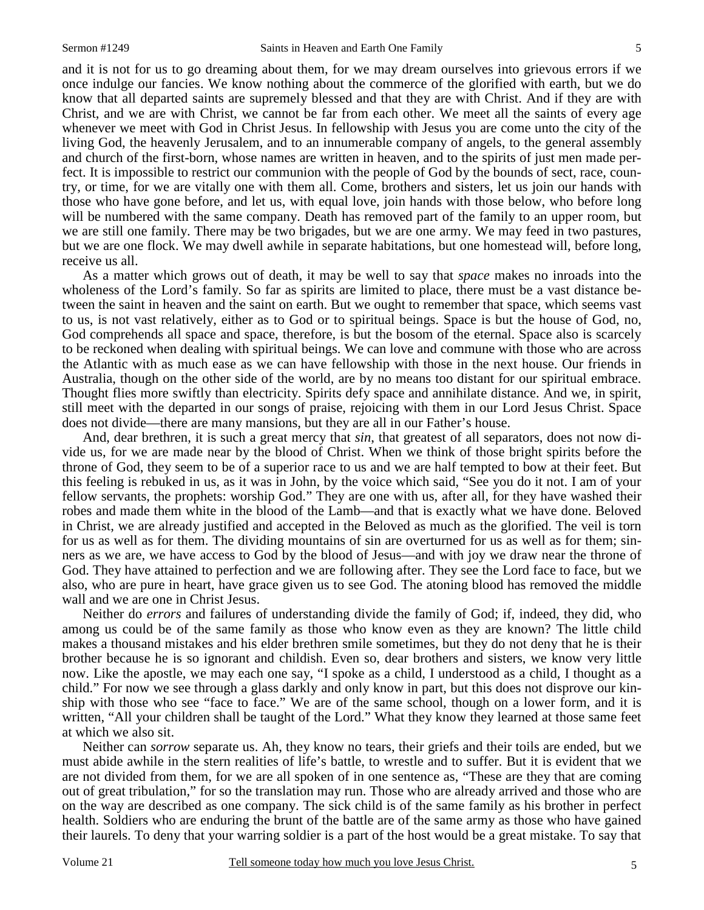and it is not for us to go dreaming about them, for we may dream ourselves into grievous errors if we once indulge our fancies. We know nothing about the commerce of the glorified with earth, but we do know that all departed saints are supremely blessed and that they are with Christ. And if they are with Christ, and we are with Christ, we cannot be far from each other. We meet all the saints of every age whenever we meet with God in Christ Jesus. In fellowship with Jesus you are come unto the city of the living God, the heavenly Jerusalem, and to an innumerable company of angels, to the general assembly and church of the first-born, whose names are written in heaven, and to the spirits of just men made perfect. It is impossible to restrict our communion with the people of God by the bounds of sect, race, country, or time, for we are vitally one with them all. Come, brothers and sisters, let us join our hands with those who have gone before, and let us, with equal love, join hands with those below, who before long will be numbered with the same company. Death has removed part of the family to an upper room, but we are still one family. There may be two brigades, but we are one army. We may feed in two pastures, but we are one flock. We may dwell awhile in separate habitations, but one homestead will, before long, receive us all.

As a matter which grows out of death, it may be well to say that *space* makes no inroads into the wholeness of the Lord's family. So far as spirits are limited to place, there must be a vast distance between the saint in heaven and the saint on earth. But we ought to remember that space, which seems vast to us, is not vast relatively, either as to God or to spiritual beings. Space is but the house of God, no, God comprehends all space and space, therefore, is but the bosom of the eternal. Space also is scarcely to be reckoned when dealing with spiritual beings. We can love and commune with those who are across the Atlantic with as much ease as we can have fellowship with those in the next house. Our friends in Australia, though on the other side of the world, are by no means too distant for our spiritual embrace. Thought flies more swiftly than electricity. Spirits defy space and annihilate distance. And we, in spirit, still meet with the departed in our songs of praise, rejoicing with them in our Lord Jesus Christ. Space does not divide—there are many mansions, but they are all in our Father's house.

And, dear brethren, it is such a great mercy that *sin*, that greatest of all separators, does not now divide us, for we are made near by the blood of Christ. When we think of those bright spirits before the throne of God, they seem to be of a superior race to us and we are half tempted to bow at their feet. But this feeling is rebuked in us, as it was in John, by the voice which said, "See you do it not. I am of your fellow servants, the prophets: worship God." They are one with us, after all, for they have washed their robes and made them white in the blood of the Lamb—and that is exactly what we have done. Beloved in Christ, we are already justified and accepted in the Beloved as much as the glorified. The veil is torn for us as well as for them. The dividing mountains of sin are overturned for us as well as for them; sinners as we are, we have access to God by the blood of Jesus—and with joy we draw near the throne of God. They have attained to perfection and we are following after. They see the Lord face to face, but we also, who are pure in heart, have grace given us to see God. The atoning blood has removed the middle wall and we are one in Christ Jesus.

Neither do *errors* and failures of understanding divide the family of God; if, indeed, they did, who among us could be of the same family as those who know even as they are known? The little child makes a thousand mistakes and his elder brethren smile sometimes, but they do not deny that he is their brother because he is so ignorant and childish. Even so, dear brothers and sisters, we know very little now. Like the apostle, we may each one say, "I spoke as a child, I understood as a child, I thought as a child." For now we see through a glass darkly and only know in part, but this does not disprove our kinship with those who see "face to face." We are of the same school, though on a lower form, and it is written, "All your children shall be taught of the Lord." What they know they learned at those same feet at which we also sit.

Neither can *sorrow* separate us. Ah, they know no tears, their griefs and their toils are ended, but we must abide awhile in the stern realities of life's battle, to wrestle and to suffer. But it is evident that we are not divided from them, for we are all spoken of in one sentence as, "These are they that are coming out of great tribulation," for so the translation may run. Those who are already arrived and those who are on the way are described as one company. The sick child is of the same family as his brother in perfect health. Soldiers who are enduring the brunt of the battle are of the same army as those who have gained their laurels. To deny that your warring soldier is a part of the host would be a great mistake. To say that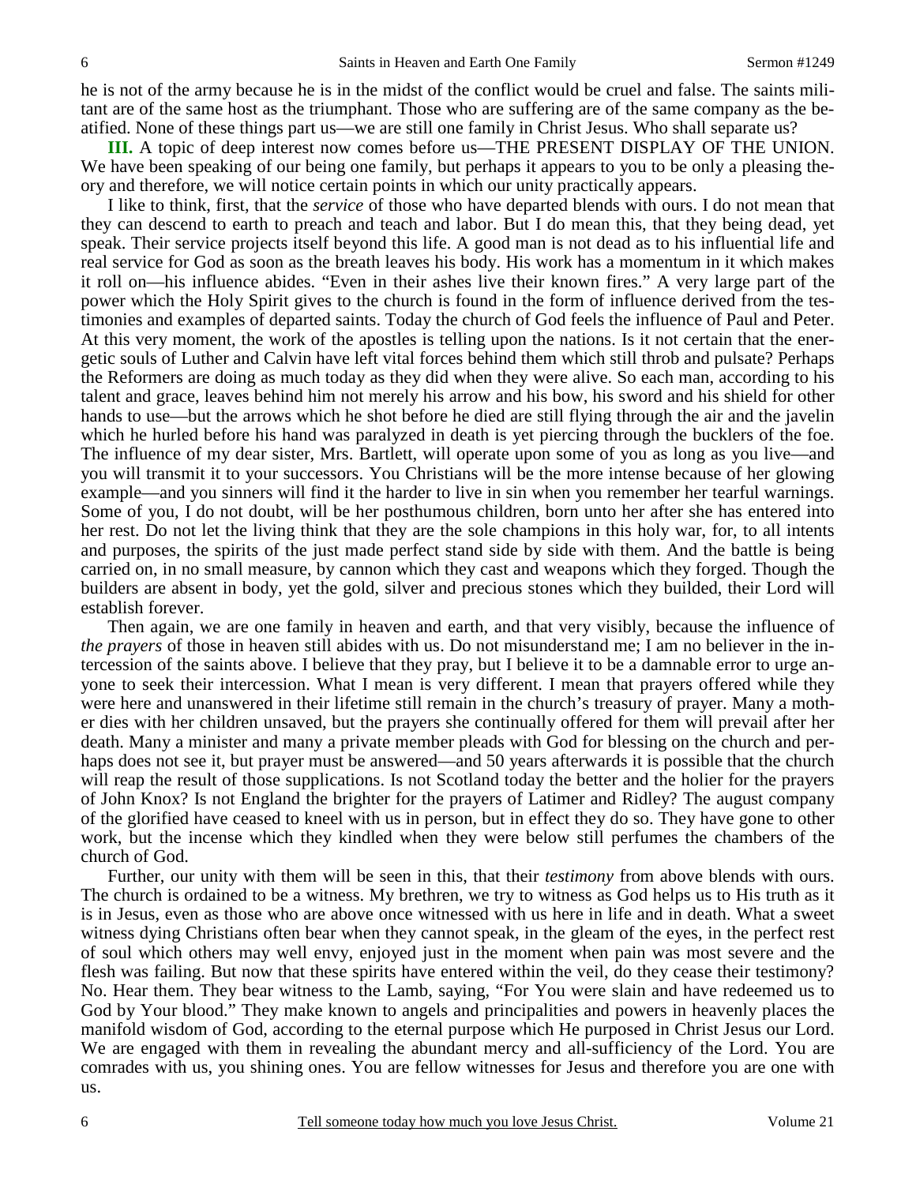he is not of the army because he is in the midst of the conflict would be cruel and false. The saints militant are of the same host as the triumphant. Those who are suffering are of the same company as the beatified. None of these things part us—we are still one family in Christ Jesus. Who shall separate us?

**III.** A topic of deep interest now comes before us—THE PRESENT DISPLAY OF THE UNION. We have been speaking of our being one family, but perhaps it appears to you to be only a pleasing theory and therefore, we will notice certain points in which our unity practically appears.

I like to think, first, that the *service* of those who have departed blends with ours. I do not mean that they can descend to earth to preach and teach and labor. But I do mean this, that they being dead, yet speak. Their service projects itself beyond this life. A good man is not dead as to his influential life and real service for God as soon as the breath leaves his body. His work has a momentum in it which makes it roll on—his influence abides. "Even in their ashes live their known fires." A very large part of the power which the Holy Spirit gives to the church is found in the form of influence derived from the testimonies and examples of departed saints. Today the church of God feels the influence of Paul and Peter. At this very moment, the work of the apostles is telling upon the nations. Is it not certain that the energetic souls of Luther and Calvin have left vital forces behind them which still throb and pulsate? Perhaps the Reformers are doing as much today as they did when they were alive. So each man, according to his talent and grace, leaves behind him not merely his arrow and his bow, his sword and his shield for other hands to use—but the arrows which he shot before he died are still flying through the air and the javelin which he hurled before his hand was paralyzed in death is yet piercing through the bucklers of the foe. The influence of my dear sister, Mrs. Bartlett, will operate upon some of you as long as you live—and you will transmit it to your successors. You Christians will be the more intense because of her glowing example—and you sinners will find it the harder to live in sin when you remember her tearful warnings. Some of you, I do not doubt, will be her posthumous children, born unto her after she has entered into her rest. Do not let the living think that they are the sole champions in this holy war, for, to all intents and purposes, the spirits of the just made perfect stand side by side with them. And the battle is being carried on, in no small measure, by cannon which they cast and weapons which they forged. Though the builders are absent in body, yet the gold, silver and precious stones which they builded, their Lord will establish forever.

Then again, we are one family in heaven and earth, and that very visibly, because the influence of *the prayers* of those in heaven still abides with us. Do not misunderstand me; I am no believer in the intercession of the saints above. I believe that they pray, but I believe it to be a damnable error to urge anyone to seek their intercession. What I mean is very different. I mean that prayers offered while they were here and unanswered in their lifetime still remain in the church's treasury of prayer. Many a mother dies with her children unsaved, but the prayers she continually offered for them will prevail after her death. Many a minister and many a private member pleads with God for blessing on the church and perhaps does not see it, but prayer must be answered—and 50 years afterwards it is possible that the church will reap the result of those supplications. Is not Scotland today the better and the holier for the prayers of John Knox? Is not England the brighter for the prayers of Latimer and Ridley? The august company of the glorified have ceased to kneel with us in person, but in effect they do so. They have gone to other work, but the incense which they kindled when they were below still perfumes the chambers of the church of God.

Further, our unity with them will be seen in this, that their *testimony* from above blends with ours. The church is ordained to be a witness. My brethren, we try to witness as God helps us to His truth as it is in Jesus, even as those who are above once witnessed with us here in life and in death. What a sweet witness dying Christians often bear when they cannot speak, in the gleam of the eyes, in the perfect rest of soul which others may well envy, enjoyed just in the moment when pain was most severe and the flesh was failing. But now that these spirits have entered within the veil, do they cease their testimony? No. Hear them. They bear witness to the Lamb, saying, "For You were slain and have redeemed us to God by Your blood." They make known to angels and principalities and powers in heavenly places the manifold wisdom of God, according to the eternal purpose which He purposed in Christ Jesus our Lord. We are engaged with them in revealing the abundant mercy and all-sufficiency of the Lord. You are comrades with us, you shining ones. You are fellow witnesses for Jesus and therefore you are one with us.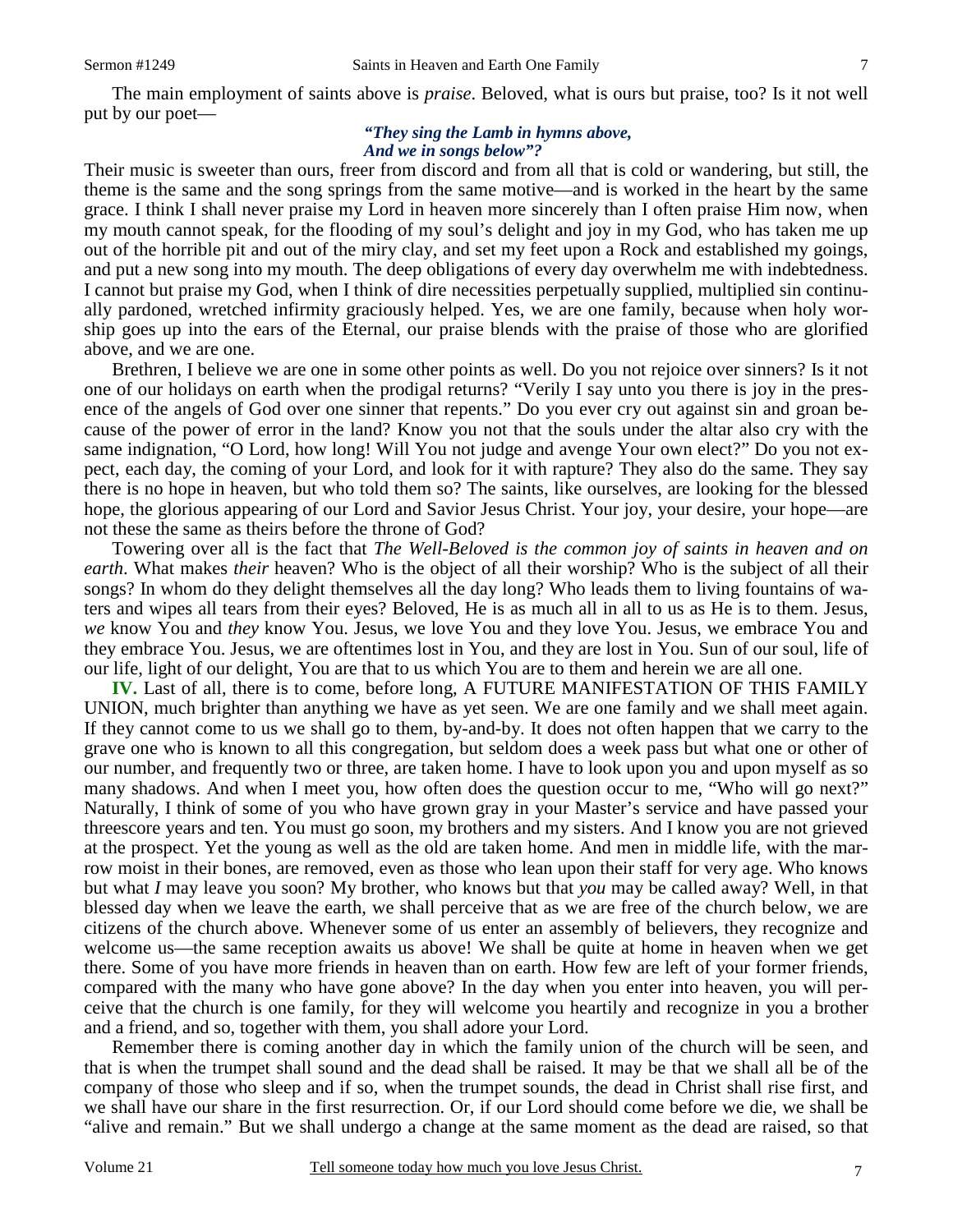The main employment of saints above is *praise*. Beloved, what is ours but praise, too? Is it not well put by our poet—

> ***"They sing the Lamb in hymns above,***
> ***And we in songs below"?***

Their music is sweeter than ours, freer from discord and from all that is cold or wandering, but still, the theme is the same and the song springs from the same motive—and is worked in the heart by the same grace. I think I shall never praise my Lord in heaven more sincerely than I often praise Him now, when my mouth cannot speak, for the flooding of my soul's delight and joy in my God, who has taken me up out of the horrible pit and out of the miry clay, and set my feet upon a Rock and established my goings, and put a new song into my mouth. The deep obligations of every day overwhelm me with indebtedness. I cannot but praise my God, when I think of dire necessities perpetually supplied, multiplied sin continually pardoned, wretched infirmity graciously helped. Yes, we are one family, because when holy worship goes up into the ears of the Eternal, our praise blends with the praise of those who are glorified above, and we are one.

Brethren, I believe we are one in some other points as well. Do you not rejoice over sinners? Is it not one of our holidays on earth when the prodigal returns? "Verily I say unto you there is joy in the presence of the angels of God over one sinner that repents." Do you ever cry out against sin and groan because of the power of error in the land? Know you not that the souls under the altar also cry with the same indignation, "O Lord, how long! Will You not judge and avenge Your own elect?" Do you not expect, each day, the coming of your Lord, and look for it with rapture? They also do the same. They say there is no hope in heaven, but who told them so? The saints, like ourselves, are looking for the blessed hope, the glorious appearing of our Lord and Savior Jesus Christ. Your joy, your desire, your hope—are not these the same as theirs before the throne of God?

Towering over all is the fact that *The Well-Beloved is the common joy of saints in heaven and on earth*. What makes *their* heaven? Who is the object of all their worship? Who is the subject of all their songs? In whom do they delight themselves all the day long? Who leads them to living fountains of waters and wipes all tears from their eyes? Beloved, He is as much all in all to us as He is to them. Jesus, *we* know You and *they* know You. Jesus, we love You and they love You. Jesus, we embrace You and they embrace You. Jesus, we are oftentimes lost in You, and they are lost in You. Sun of our soul, life of our life, light of our delight, You are that to us which You are to them and herein we are all one.

**IV.** Last of all, there is to come, before long, A FUTURE MANIFESTATION OF THIS FAMILY UNION, much brighter than anything we have as yet seen. We are one family and we shall meet again. If they cannot come to us we shall go to them, by-and-by. It does not often happen that we carry to the grave one who is known to all this congregation, but seldom does a week pass but what one or other of our number, and frequently two or three, are taken home. I have to look upon you and upon myself as so many shadows. And when I meet you, how often does the question occur to me, "Who will go next?" Naturally, I think of some of you who have grown gray in your Master's service and have passed your threescore years and ten. You must go soon, my brothers and my sisters. And I know you are not grieved at the prospect. Yet the young as well as the old are taken home. And men in middle life, with the marrow moist in their bones, are removed, even as those who lean upon their staff for very age. Who knows but what *I* may leave you soon? My brother, who knows but that *you* may be called away? Well, in that blessed day when we leave the earth, we shall perceive that as we are free of the church below, we are citizens of the church above. Whenever some of us enter an assembly of believers, they recognize and welcome us—the same reception awaits us above! We shall be quite at home in heaven when we get there. Some of you have more friends in heaven than on earth. How few are left of your former friends, compared with the many who have gone above? In the day when you enter into heaven, you will perceive that the church is one family, for they will welcome you heartily and recognize in you a brother and a friend, and so, together with them, you shall adore your Lord.

Remember there is coming another day in which the family union of the church will be seen, and that is when the trumpet shall sound and the dead shall be raised. It may be that we shall all be of the company of those who sleep and if so, when the trumpet sounds, the dead in Christ shall rise first, and we shall have our share in the first resurrection. Or, if our Lord should come before we die, we shall be "alive and remain." But we shall undergo a change at the same moment as the dead are raised, so that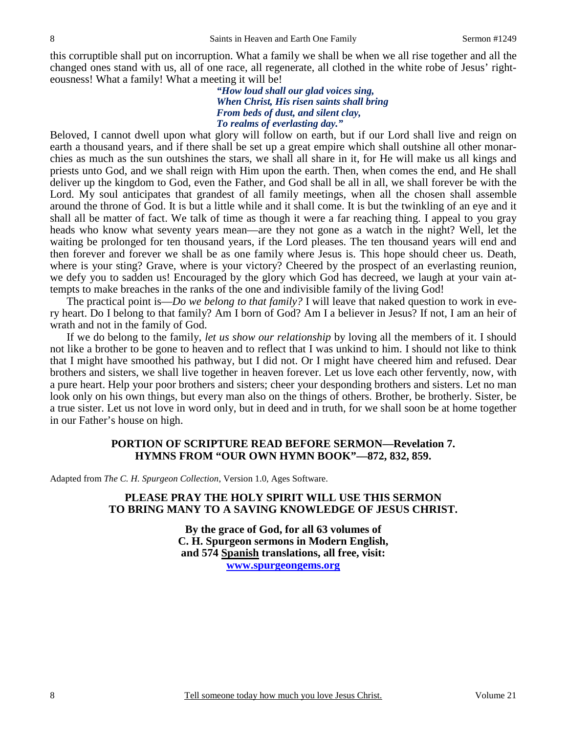this corruptible shall put on incorruption. What a family we shall be when we all rise together and all the changed ones stand with us, all of one race, all regenerate, all clothed in the white robe of Jesus' righteousness! What a family! What a meeting it will be!

> ***"How loud shall our glad voices sing,***
> ***When Christ, His risen saints shall bring***
> ***From beds of dust, and silent clay,***
> ***To realms of everlasting day."***

Beloved, I cannot dwell upon what glory will follow on earth, but if our Lord shall live and reign on earth a thousand years, and if there shall be set up a great empire which shall outshine all other monarchies as much as the sun outshines the stars, we shall all share in it, for He will make us all kings and priests unto God, and we shall reign with Him upon the earth. Then, when comes the end, and He shall deliver up the kingdom to God, even the Father, and God shall be all in all, we shall forever be with the Lord. My soul anticipates that grandest of all family meetings, when all the chosen shall assemble around the throne of God. It is but a little while and it shall come. It is but the twinkling of an eye and it shall all be matter of fact. We talk of time as though it were a far reaching thing. I appeal to you gray heads who know what seventy years mean—are they not gone as a watch in the night? Well, let the waiting be prolonged for ten thousand years, if the Lord pleases. The ten thousand years will end and then forever and forever we shall be as one family where Jesus is. This hope should cheer us. Death, where is your sting? Grave, where is your victory? Cheered by the prospect of an everlasting reunion, we defy you to sadden us! Encouraged by the glory which God has decreed, we laugh at your vain attempts to make breaches in the ranks of the one and indivisible family of the living God!

The practical point is—*Do we belong to that family?* I will leave that naked question to work in every heart. Do I belong to that family? Am I born of God? Am I a believer in Jesus? If not, I am an heir of wrath and not in the family of God.

If we do belong to the family, *let us show our relationship* by loving all the members of it. I should not like a brother to be gone to heaven and to reflect that I was unkind to him. I should not like to think that I might have smoothed his pathway, but I did not. Or I might have cheered him and refused. Dear brothers and sisters, we shall live together in heaven forever. Let us love each other fervently, now, with a pure heart. Help your poor brothers and sisters; cheer your desponding brothers and sisters. Let no man look only on his own things, but every man also on the things of others. Brother, be brotherly. Sister, be a true sister. Let us not love in word only, but in deed and in truth, for we shall soon be at home together in our Father's house on high.

**PORTION OF SCRIPTURE READ BEFORE SERMON—Revelation 7.**
**HYMNS FROM "OUR OWN HYMN BOOK"—872, 832, 859.**

Adapted from *The C. H. Spurgeon Collection*, Version 1.0, Ages Software.

**PLEASE PRAY THE HOLY SPIRIT WILL USE THIS SERMON TO BRING MANY TO A SAVING KNOWLEDGE OF JESUS CHRIST.**

**By the grace of God, for all 63 volumes of C. H. Spurgeon sermons in Modern English, and 574 Spanish translations, all free, visit: www.spurgeongems.org**

Tell someone today how much you love Jesus Christ.